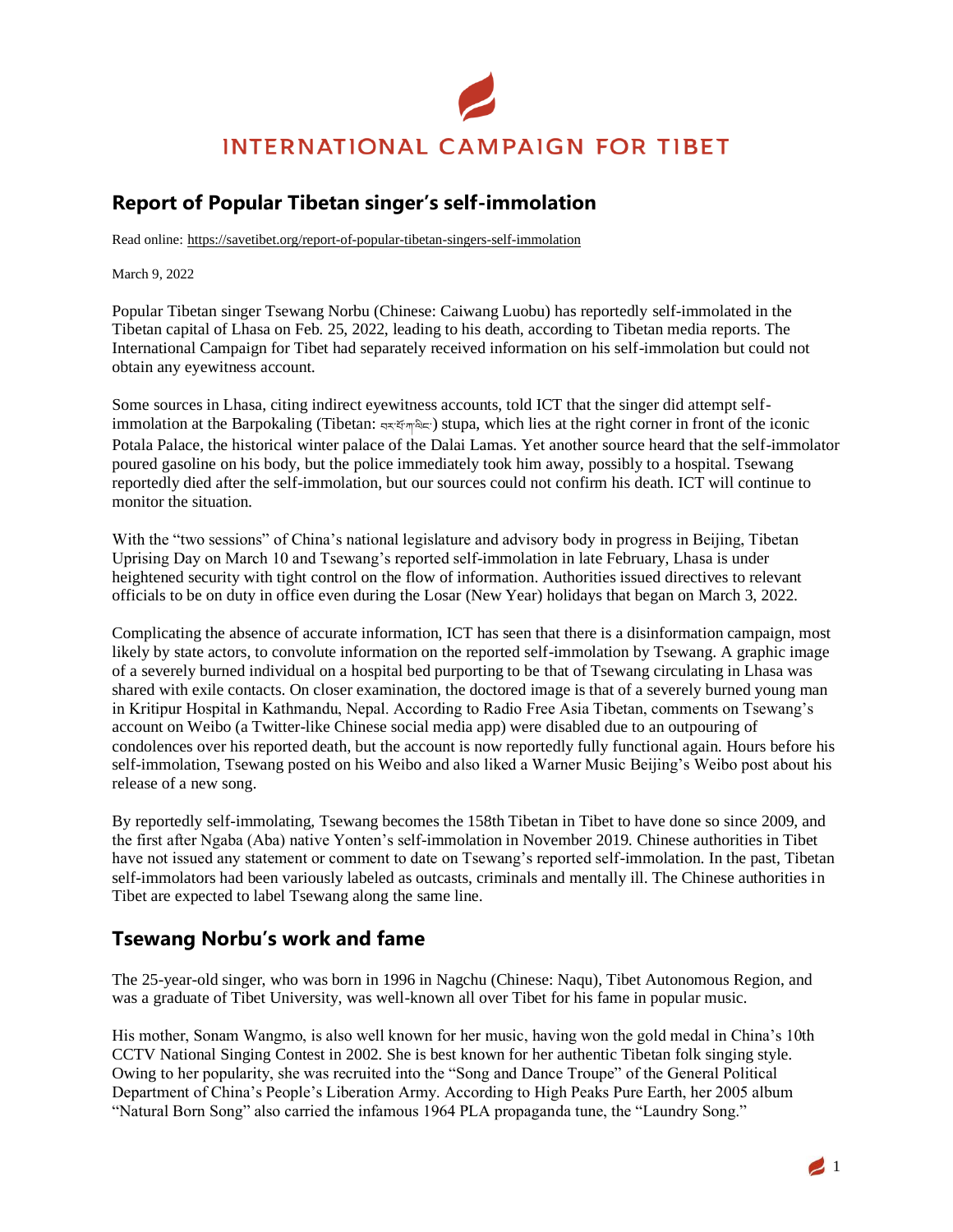INTERNATIONAL CAMPAIGN FOR TIBET

## Report of Popular Tibetan singer's self-immolation

Read online: https://savetibet.org/report-of-popular-tibetan-singers-self-immolation

March 9, 2022

Popular Tibetan singer Tsewang Norbu (Chinese: Caiwang Luobu) has reportedly self-immolated in the Tibetan capital of Lhasa on Feb. 25, 2022, leading to his death, according to Tibetan media reports. The International Campaign for Tibet had separately received information on his self-immolation but could not obtain any eyewitness account.

Some sources in Lhasa, citing indirect eyewitness accounts, told ICT that the singer did attempt self-immolation at the Barpokaling (Tibetan: བར་སྒོ་ཀ་གླིང་) stupa, which lies at the right corner in front of the iconic Potala Palace, the historical winter palace of the Dalai Lamas. Yet another source heard that the self-immolator poured gasoline on his body, but the police immediately took him away, possibly to a hospital. Tsewang reportedly died after the self-immolation, but our sources could not confirm his death. ICT will continue to monitor the situation.

With the "two sessions" of China's national legislature and advisory body in progress in Beijing, Tibetan Uprising Day on March 10 and Tsewang's reported self-immolation in late February, Lhasa is under heightened security with tight control on the flow of information. Authorities issued directives to relevant officials to be on duty in office even during the Losar (New Year) holidays that began on March 3, 2022.

Complicating the absence of accurate information, ICT has seen that there is a disinformation campaign, most likely by state actors, to convolute information on the reported self-immolation by Tsewang. A graphic image of a severely burned individual on a hospital bed purporting to be that of Tsewang circulating in Lhasa was shared with exile contacts. On closer examination, the doctored image is that of a severely burned young man in Kritipur Hospital in Kathmandu, Nepal. According to Radio Free Asia Tibetan, comments on Tsewang's account on Weibo (a Twitter-like Chinese social media app) were disabled due to an outpouring of condolences over his reported death, but the account is now reportedly fully functional again. Hours before his self-immolation, Tsewang posted on his Weibo and also liked a Warner Music Beijing's Weibo post about his release of a new song.

By reportedly self-immolating, Tsewang becomes the 158th Tibetan in Tibet to have done so since 2009, and the first after Ngaba (Aba) native Yonten's self-immolation in November 2019. Chinese authorities in Tibet have not issued any statement or comment to date on Tsewang's reported self-immolation. In the past, Tibetan self-immolators had been variously labeled as outcasts, criminals and mentally ill. The Chinese authorities in Tibet are expected to label Tsewang along the same line.

## Tsewang Norbu's work and fame

The 25-year-old singer, who was born in 1996 in Nagchu (Chinese: Naqu), Tibet Autonomous Region, and was a graduate of Tibet University, was well-known all over Tibet for his fame in popular music.

His mother, Sonam Wangmo, is also well known for her music, having won the gold medal in China's 10th CCTV National Singing Contest in 2002. She is best known for her authentic Tibetan folk singing style. Owing to her popularity, she was recruited into the "Song and Dance Troupe" of the General Political Department of China's People's Liberation Army. According to High Peaks Pure Earth, her 2005 album "Natural Born Song" also carried the infamous 1964 PLA propaganda tune, the "Laundry Song."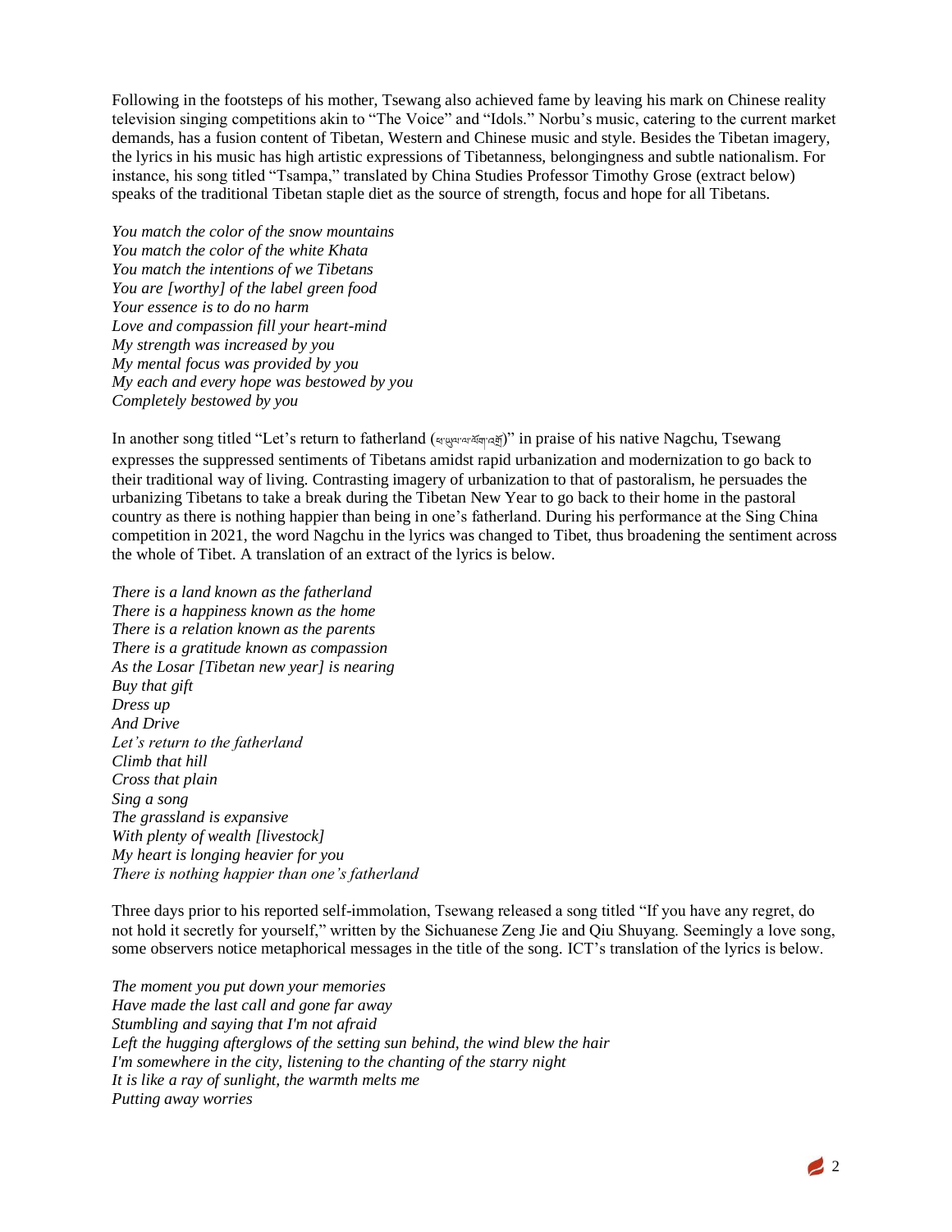Following in the footsteps of his mother, Tsewang also achieved fame by leaving his mark on Chinese reality television singing competitions akin to "The Voice" and "Idols." Norbu's music, catering to the current market demands, has a fusion content of Tibetan, Western and Chinese music and style. Besides the Tibetan imagery, the lyrics in his music has high artistic expressions of Tibetanness, belongingness and subtle nationalism. For instance, his song titled "Tsampa," translated by China Studies Professor Timothy Grose (extract below) speaks of the traditional Tibetan staple diet as the source of strength, focus and hope for all Tibetans.

*You match the color of the snow mountains*
*You match the color of the white Khata*
*You match the intentions of we Tibetans*
*You are [worthy] of the label green food*
*Your essence is to do no harm*
*Love and compassion fill your heart-mind*
*My strength was increased by you*
*My mental focus was provided by you*
*My each and every hope was bestowed by you*
*Completely bestowed by you*

In another song titled "Let's return to fatherland (ཕ་ཡུལ་ལ་ལོག་འགྲོ)" in praise of his native Nagchu, Tsewang expresses the suppressed sentiments of Tibetans amidst rapid urbanization and modernization to go back to their traditional way of living. Contrasting imagery of urbanization to that of pastoralism, he persuades the urbanizing Tibetans to take a break during the Tibetan New Year to go back to their home in the pastoral country as there is nothing happier than being in one's fatherland. During his performance at the Sing China competition in 2021, the word Nagchu in the lyrics was changed to Tibet, thus broadening the sentiment across the whole of Tibet. A translation of an extract of the lyrics is below.

*There is a land known as the fatherland*
*There is a happiness known as the home*
*There is a relation known as the parents*
*There is a gratitude known as compassion*
*As the Losar [Tibetan new year] is nearing*
*Buy that gift*
*Dress up*
*And Drive*
*Let's return to the fatherland*
*Climb that hill*
*Cross that plain*
*Sing a song*
*The grassland is expansive*
*With plenty of wealth [livestock]*
*My heart is longing heavier for you*
*There is nothing happier than one's fatherland*

Three days prior to his reported self-immolation, Tsewang released a song titled "If you have any regret, do not hold it secretly for yourself," written by the Sichuanese Zeng Jie and Qiu Shuyang. Seemingly a love song, some observers notice metaphorical messages in the title of the song. ICT's translation of the lyrics is below.

*The moment you put down your memories*
*Have made the last call and gone far away*
*Stumbling and saying that I'm not afraid*
*Left the hugging afterglows of the setting sun behind, the wind blew the hair*
*I'm somewhere in the city, listening to the chanting of the starry night*
*It is like a ray of sunlight, the warmth melts me*
*Putting away worries*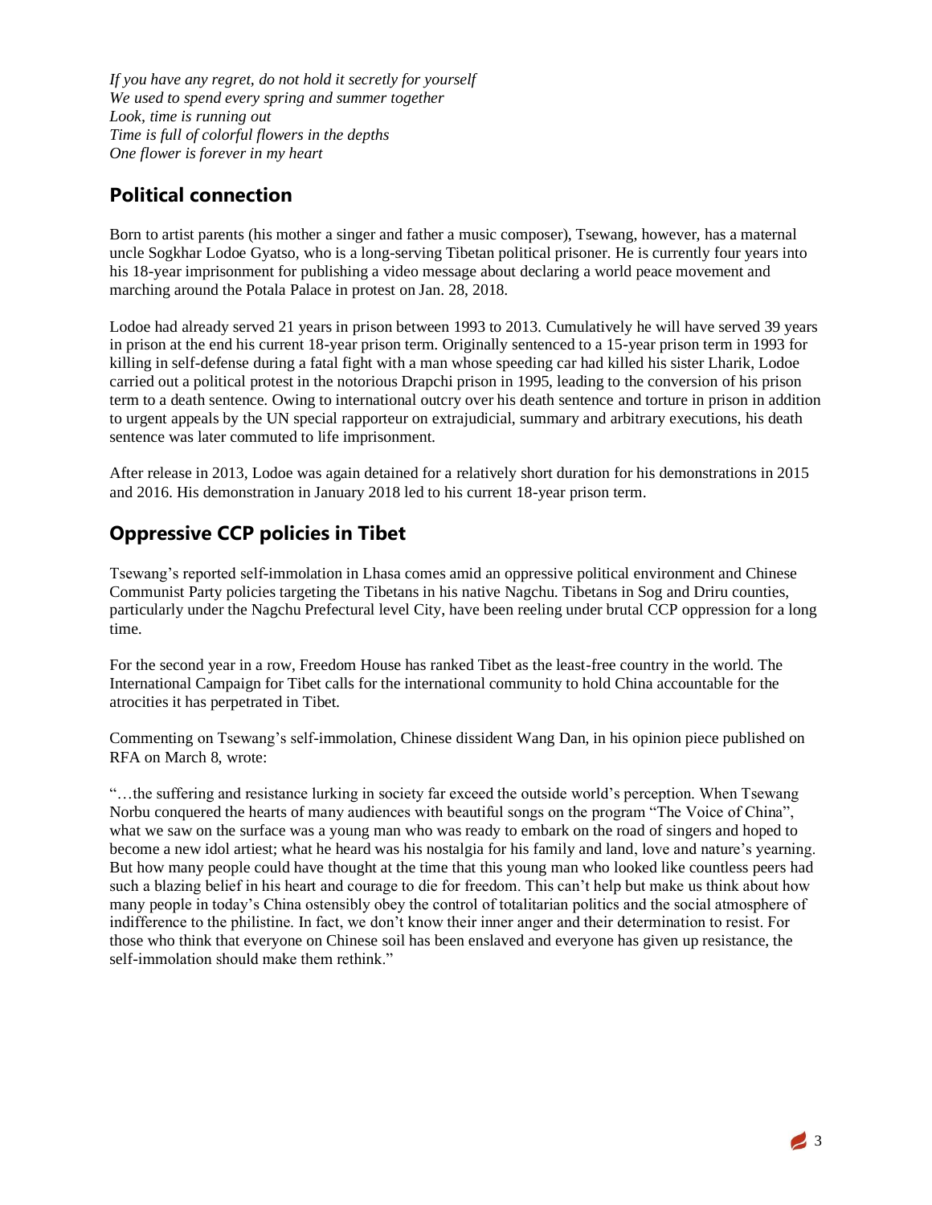*If you have any regret, do not hold it secretly for yourself*
*We used to spend every spring and summer together*
*Look, time is running out*
*Time is full of colorful flowers in the depths*
*One flower is forever in my heart*

## Political connection

Born to artist parents (his mother a singer and father a music composer), Tsewang, however, has a maternal uncle Sogkhar Lodoe Gyatso, who is a long-serving Tibetan political prisoner. He is currently four years into his 18-year imprisonment for publishing a video message about declaring a world peace movement and marching around the Potala Palace in protest on Jan. 28, 2018.

Lodoe had already served 21 years in prison between 1993 to 2013. Cumulatively he will have served 39 years in prison at the end his current 18-year prison term. Originally sentenced to a 15-year prison term in 1993 for killing in self-defense during a fatal fight with a man whose speeding car had killed his sister Lharik, Lodoe carried out a political protest in the notorious Drapchi prison in 1995, leading to the conversion of his prison term to a death sentence. Owing to international outcry over his death sentence and torture in prison in addition to urgent appeals by the UN special rapporteur on extrajudicial, summary and arbitrary executions, his death sentence was later commuted to life imprisonment.

After release in 2013, Lodoe was again detained for a relatively short duration for his demonstrations in 2015 and 2016. His demonstration in January 2018 led to his current 18-year prison term.

## Oppressive CCP policies in Tibet

Tsewang's reported self-immolation in Lhasa comes amid an oppressive political environment and Chinese Communist Party policies targeting the Tibetans in his native Nagchu. Tibetans in Sog and Driru counties, particularly under the Nagchu Prefectural level City, have been reeling under brutal CCP oppression for a long time.

For the second year in a row, Freedom House has ranked Tibet as the least-free country in the world. The International Campaign for Tibet calls for the international community to hold China accountable for the atrocities it has perpetrated in Tibet.

Commenting on Tsewang's self-immolation, Chinese dissident Wang Dan, in his opinion piece published on RFA on March 8, wrote:

"…the suffering and resistance lurking in society far exceed the outside world's perception. When Tsewang Norbu conquered the hearts of many audiences with beautiful songs on the program "The Voice of China", what we saw on the surface was a young man who was ready to embark on the road of singers and hoped to become a new idol artiest; what he heard was his nostalgia for his family and land, love and nature's yearning. But how many people could have thought at the time that this young man who looked like countless peers had such a blazing belief in his heart and courage to die for freedom. This can't help but make us think about how many people in today's China ostensibly obey the control of totalitarian politics and the social atmosphere of indifference to the philistine. In fact, we don't know their inner anger and their determination to resist. For those who think that everyone on Chinese soil has been enslaved and everyone has given up resistance, the self-immolation should make them rethink."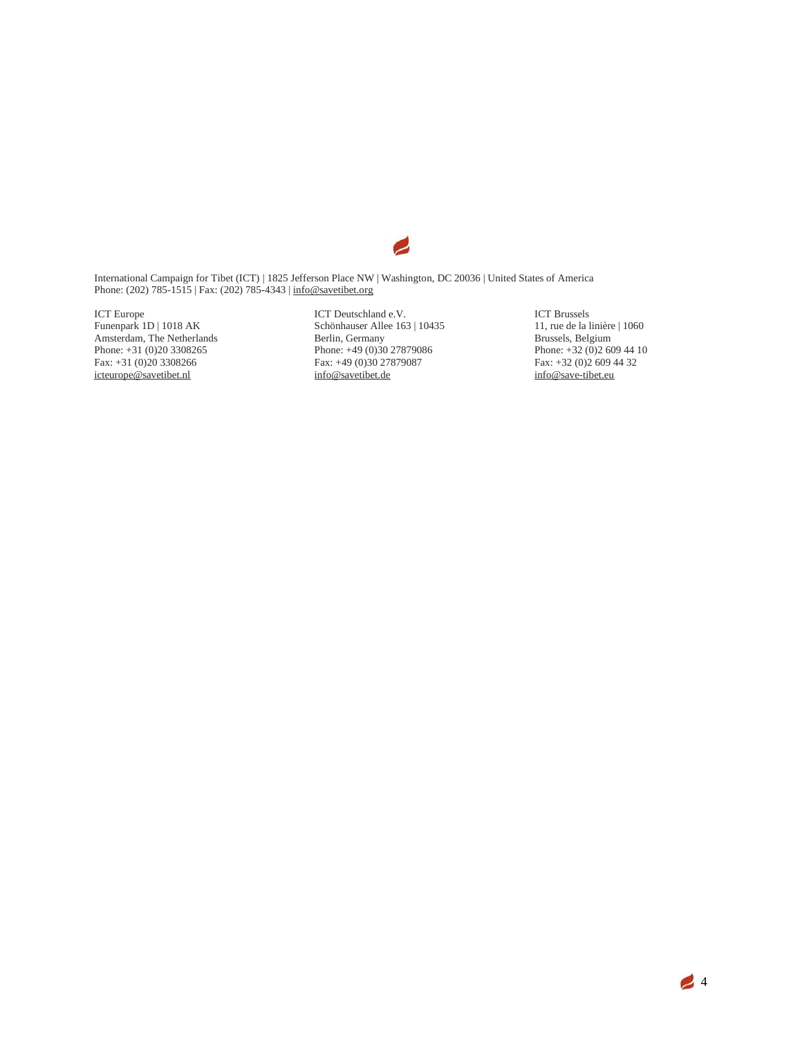International Campaign for Tibet (ICT) | 1825 Jefferson Place NW | Washington, DC 20036 | United States of America
Phone: (202) 785-1515 | Fax: (202) 785-4343 | info@savetibet.org

ICT Europe
Funenpark 1D | 1018 AK
Amsterdam, The Netherlands
Phone: +31 (0)20 3308265
Fax: +31 (0)20 3308266
icteurope@savetibet.nl

ICT Deutschland e.V.
Schönhauser Allee 163 | 10435
Berlin, Germany
Phone: +49 (0)30 27879086
Fax: +49 (0)30 27879087
info@savetibet.de

ICT Brussels
11, rue de la linière | 1060
Brussels, Belgium
Phone: +32 (0)2 609 44 10
Fax: +32 (0)2 609 44 32
info@save-tibet.eu